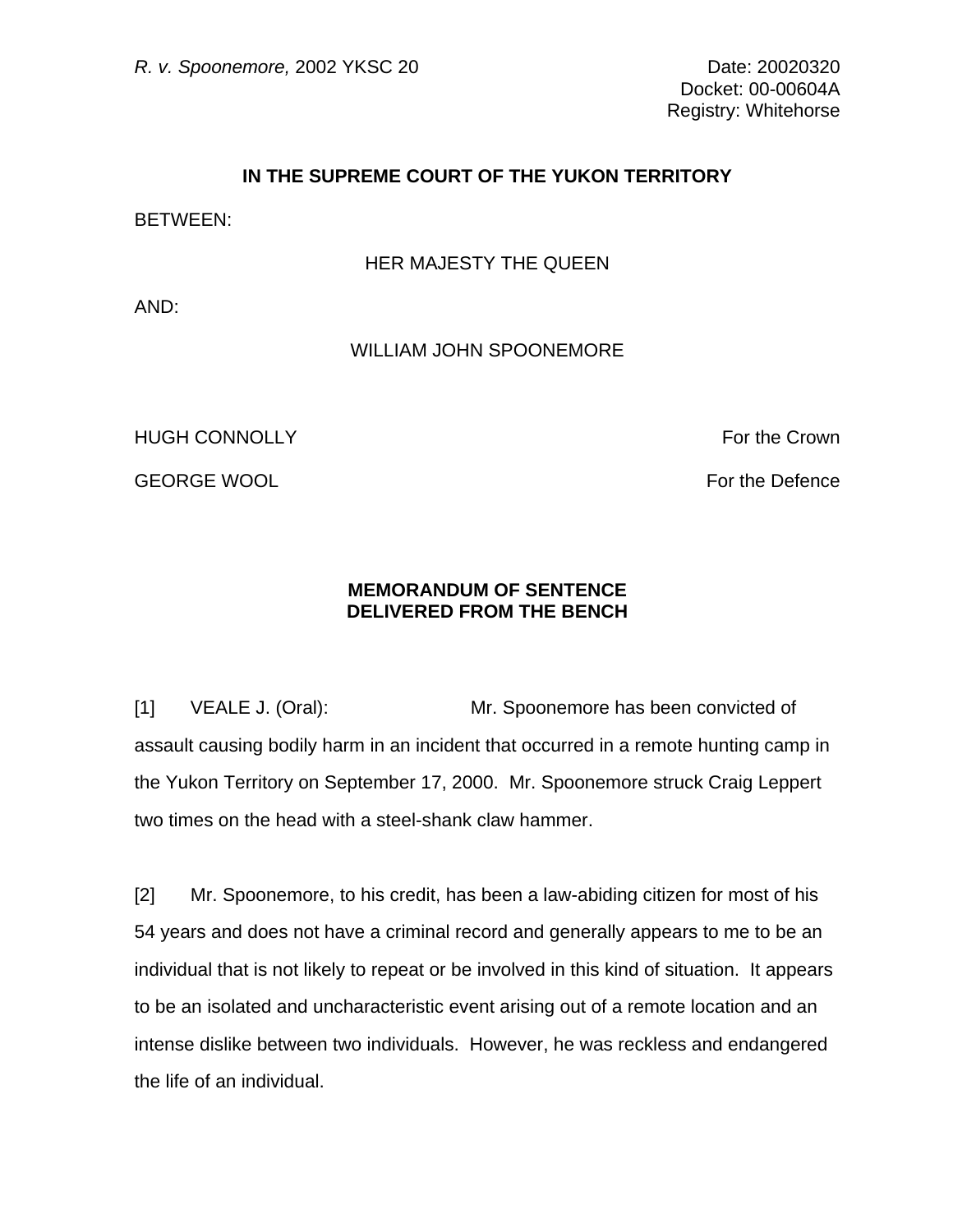*R. v. Spoonemore,* 2002 YKSC 20

Date: 20020320
Docket: 00-00604A
Registry: Whitehorse

**IN THE SUPREME COURT OF THE YUKON TERRITORY**

BETWEEN:

HER MAJESTY THE QUEEN

AND:

WILLIAM JOHN SPOONEMORE

HUGH CONNOLLY — For the Crown

GEORGE WOOL — For the Defence

**MEMORANDUM OF SENTENCE**
**DELIVERED FROM THE BENCH**

[1] VEALE J. (Oral): Mr. Spoonemore has been convicted of assault causing bodily harm in an incident that occurred in a remote hunting camp in the Yukon Territory on September 17, 2000. Mr. Spoonemore struck Craig Leppert two times on the head with a steel-shank claw hammer.

[2] Mr. Spoonemore, to his credit, has been a law-abiding citizen for most of his 54 years and does not have a criminal record and generally appears to me to be an individual that is not likely to repeat or be involved in this kind of situation. It appears to be an isolated and uncharacteristic event arising out of a remote location and an intense dislike between two individuals. However, he was reckless and endangered the life of an individual.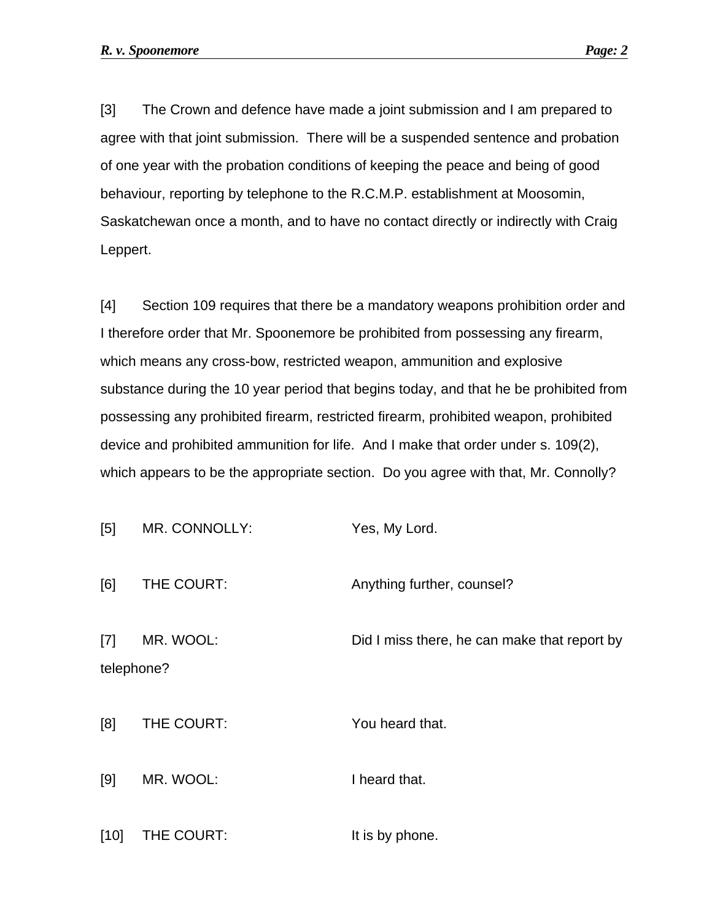[3] The Crown and defence have made a joint submission and I am prepared to agree with that joint submission. There will be a suspended sentence and probation of one year with the probation conditions of keeping the peace and being of good behaviour, reporting by telephone to the R.C.M.P. establishment at Moosomin, Saskatchewan once a month, and to have no contact directly or indirectly with Craig Leppert.

[4] Section 109 requires that there be a mandatory weapons prohibition order and I therefore order that Mr. Spoonemore be prohibited from possessing any firearm, which means any cross-bow, restricted weapon, ammunition and explosive substance during the 10 year period that begins today, and that he be prohibited from possessing any prohibited firearm, restricted firearm, prohibited weapon, prohibited device and prohibited ammunition for life. And I make that order under s. 109(2), which appears to be the appropriate section. Do you agree with that, Mr. Connolly?

[5] MR. CONNOLLY: Yes, My Lord.

[6] THE COURT: Anything further, counsel?

[7] MR. WOOL: Did I miss there, he can make that report by telephone?

[8] THE COURT: You heard that.

[9] MR. WOOL: I heard that.

[10] THE COURT: It is by phone.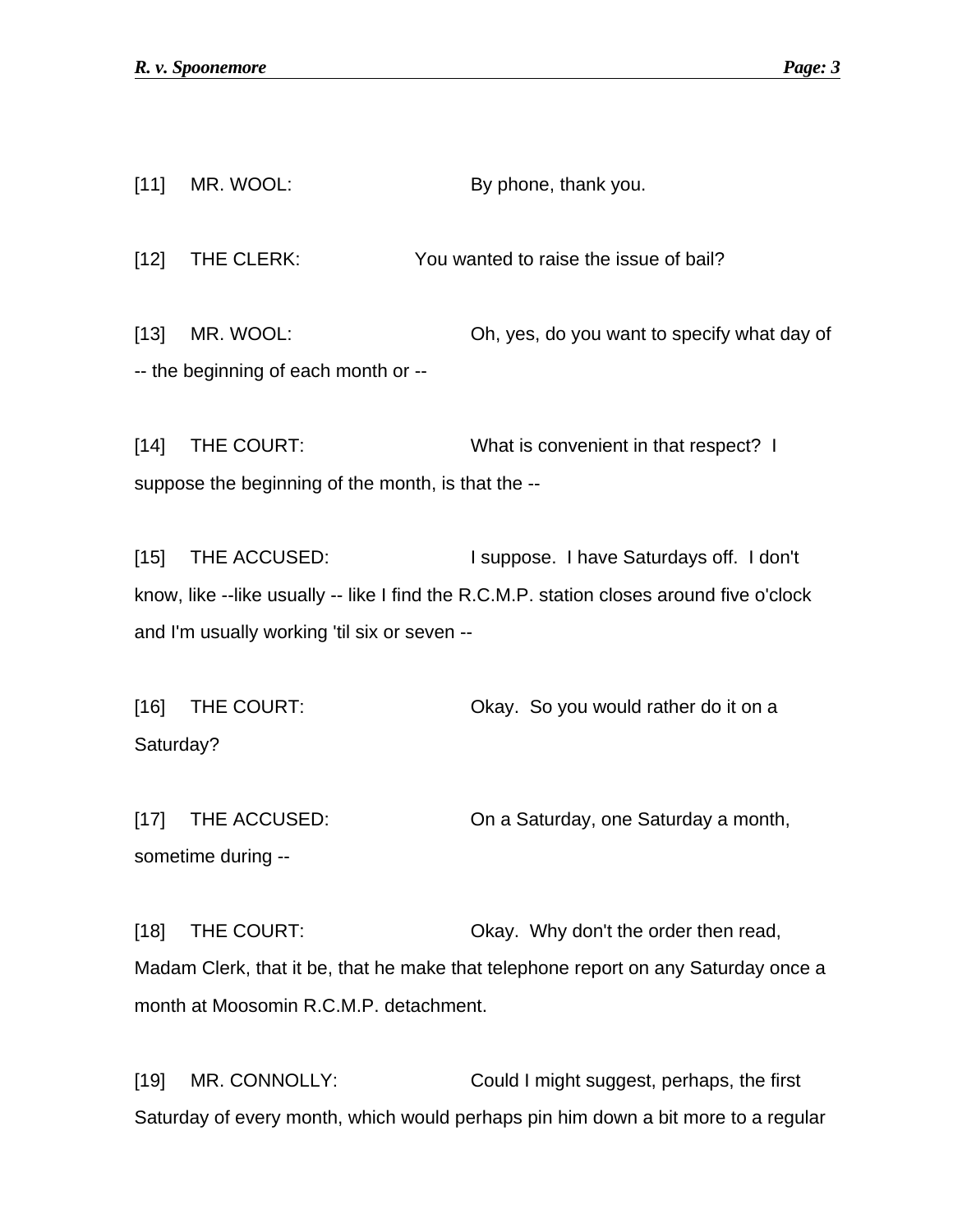[11] MR. WOOL: By phone, thank you.

[12] THE CLERK: You wanted to raise the issue of bail?

[13] MR. WOOL: Oh, yes, do you want to specify what day of -- the beginning of each month or --

[14] THE COURT: What is convenient in that respect? I suppose the beginning of the month, is that the --

[15] THE ACCUSED: I suppose. I have Saturdays off. I don't know, like --like usually -- like I find the R.C.M.P. station closes around five o'clock and I'm usually working 'til six or seven --

[16] THE COURT: Okay. So you would rather do it on a Saturday?

[17] THE ACCUSED: On a Saturday, one Saturday a month, sometime during --

[18] THE COURT: Okay. Why don't the order then read, Madam Clerk, that it be, that he make that telephone report on any Saturday once a month at Moosomin R.C.M.P. detachment.

[19] MR. CONNOLLY: Could I might suggest, perhaps, the first Saturday of every month, which would perhaps pin him down a bit more to a regular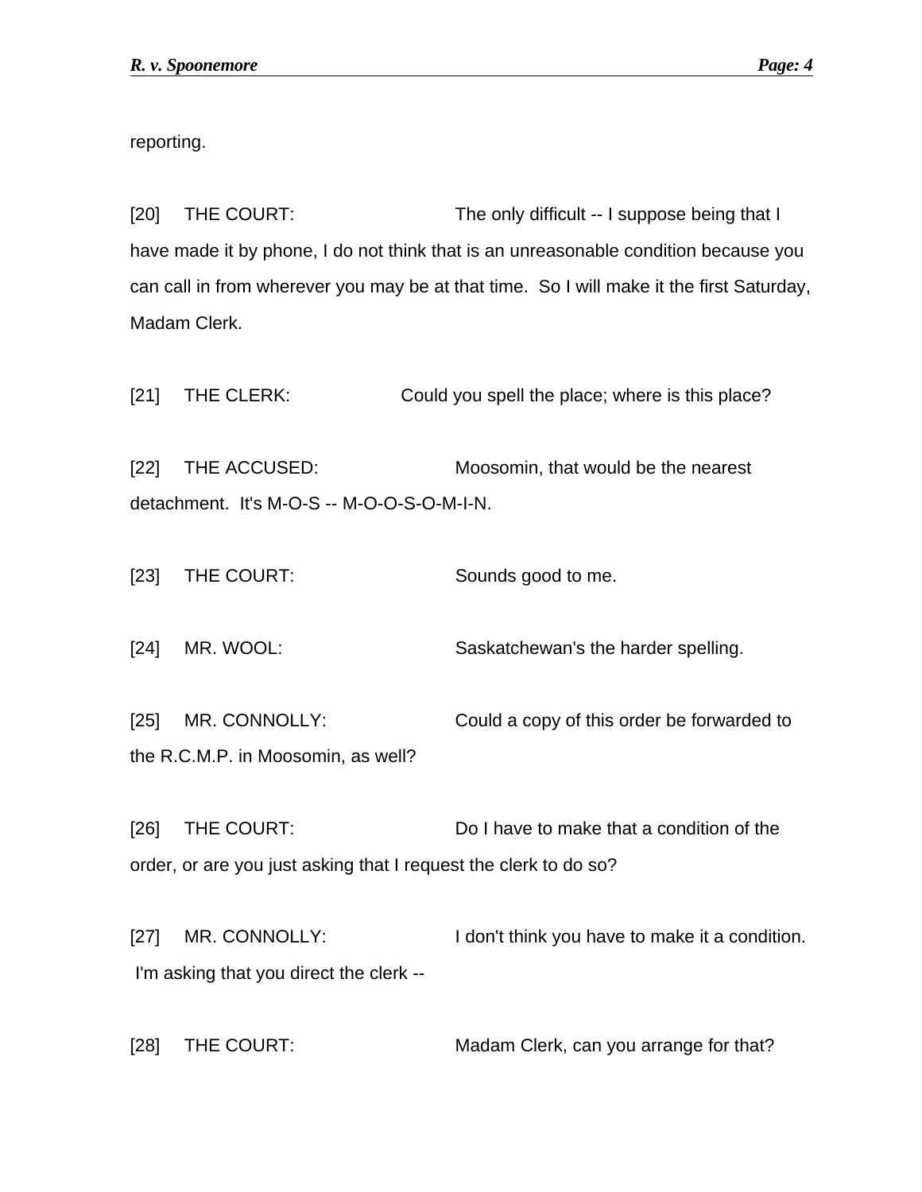reporting.

[20] THE COURT: The only difficult -- I suppose being that I have made it by phone, I do not think that is an unreasonable condition because you can call in from wherever you may be at that time. So I will make it the first Saturday, Madam Clerk.

[21] THE CLERK: Could you spell the place; where is this place?

[22] THE ACCUSED: Moosomin, that would be the nearest detachment. It's M-O-S -- M-O-O-S-O-M-I-N.

[23] THE COURT: Sounds good to me.

[24] MR. WOOL: Saskatchewan's the harder spelling.

[25] MR. CONNOLLY: Could a copy of this order be forwarded to the R.C.M.P. in Moosomin, as well?

[26] THE COURT: Do I have to make that a condition of the order, or are you just asking that I request the clerk to do so?

[27] MR. CONNOLLY: I don't think you have to make it a condition. I'm asking that you direct the clerk --

[28] THE COURT: Madam Clerk, can you arrange for that?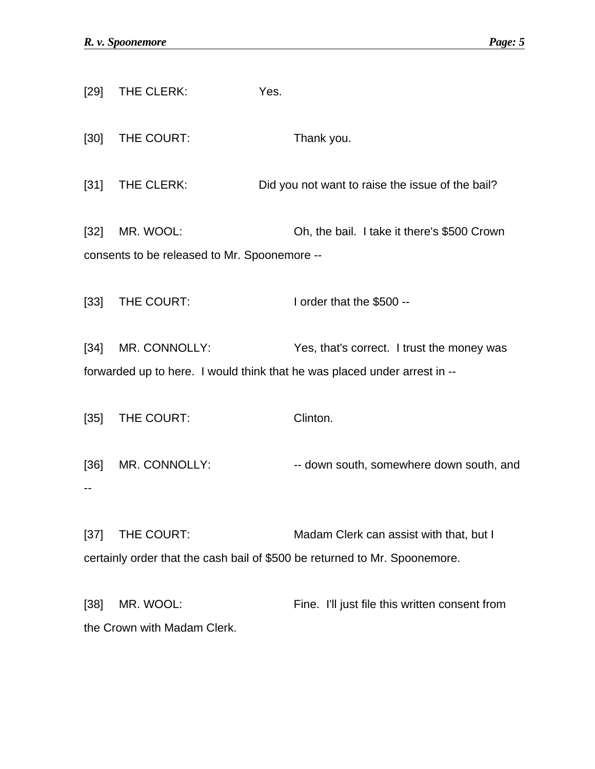[29] THE CLERK: Yes.

[30] THE COURT: Thank you.

[31] THE CLERK: Did you not want to raise the issue of the bail?

[32] MR. WOOL: Oh, the bail. I take it there's $500 Crown consents to be released to Mr. Spoonemore --

[33] THE COURT: I order that the $500 --

[34] MR. CONNOLLY: Yes, that's correct. I trust the money was forwarded up to here. I would think that he was placed under arrest in --

[35] THE COURT: Clinton.

[36] MR. CONNOLLY: -- down south, somewhere down south, and --

[37] THE COURT: Madam Clerk can assist with that, but I certainly order that the cash bail of $500 be returned to Mr. Spoonemore.

[38] MR. WOOL: Fine. I'll just file this written consent from the Crown with Madam Clerk.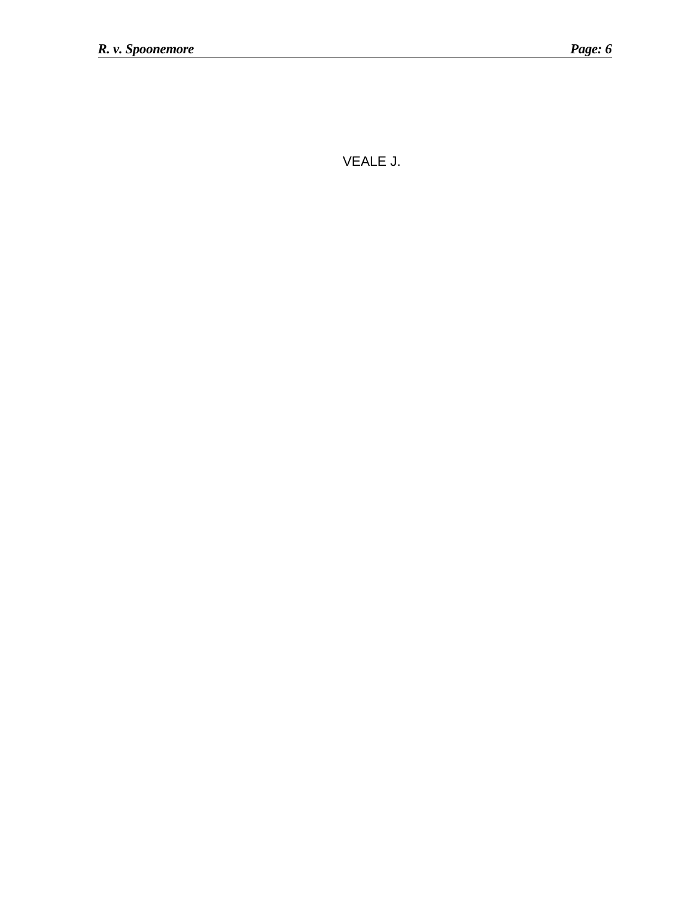VEALE J.